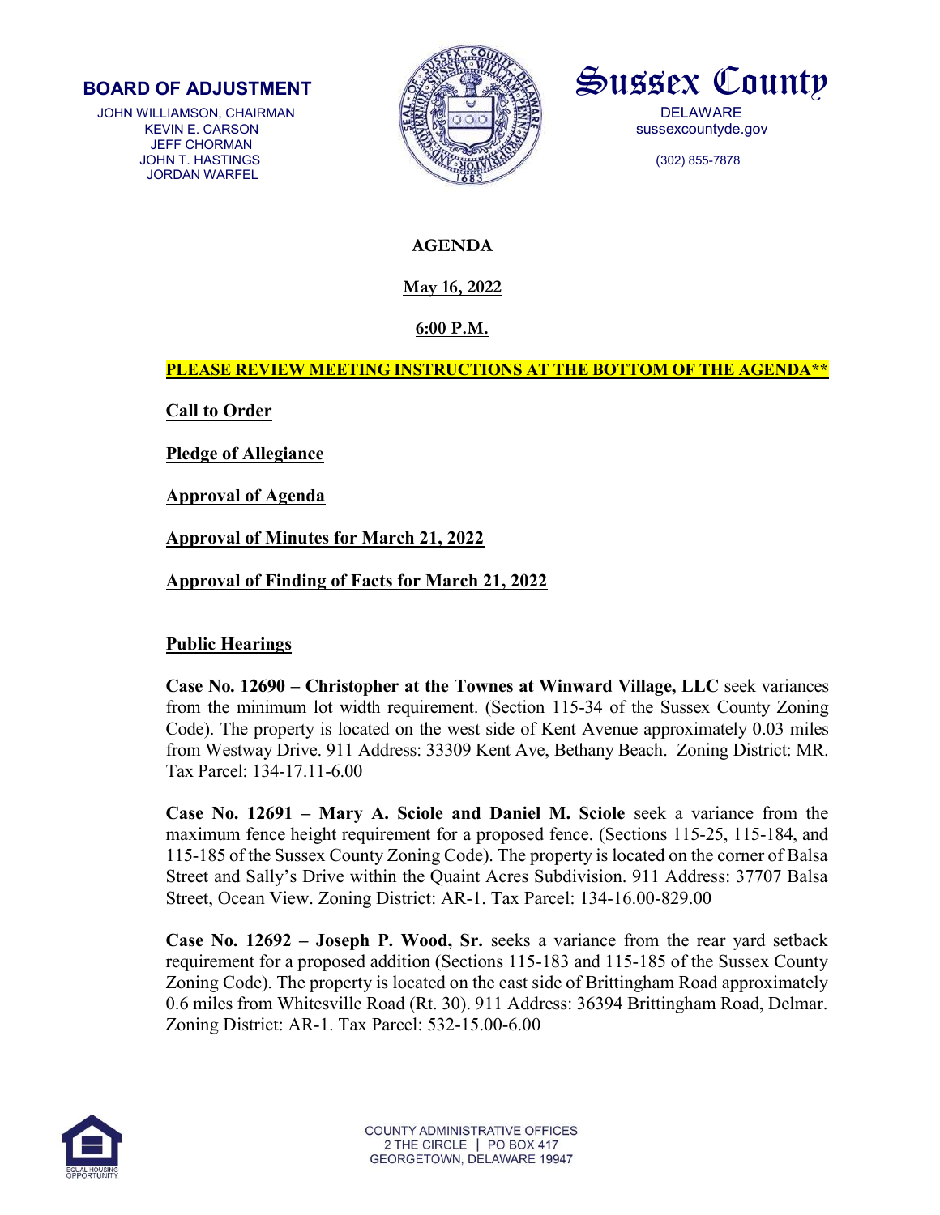**BOARD OF ADJUSTMENT**

JOHN WILLIAMSON, CHAIRMAN
KEVIN E. CARSON
JEFF CHORMAN
JOHN T. HASTINGS
JORDAN WARFEL

**Sussex County**

DELAWARE
sussexcountyde.gov

(302) 855-7878

# AGENDA

**May 16, 2022**

**6:00 P.M.**

**PLEASE REVIEW MEETING INSTRUCTIONS AT THE BOTTOM OF THE AGENDA\*\***

**Call to Order**

**Pledge of Allegiance**

**Approval of Agenda**

**Approval of Minutes for March 21, 2022**

**Approval of Finding of Facts for March 21, 2022**

## Public Hearings

**Case No. 12690 – Christopher at the Townes at Winward Village, LLC** seek variances from the minimum lot width requirement. (Section 115-34 of the Sussex County Zoning Code). The property is located on the west side of Kent Avenue approximately 0.03 miles from Westway Drive. 911 Address: 33309 Kent Ave, Bethany Beach. Zoning District: MR. Tax Parcel: 134-17.11-6.00

**Case No. 12691 – Mary A. Sciole and Daniel M. Sciole** seek a variance from the maximum fence height requirement for a proposed fence. (Sections 115-25, 115-184, and 115-185 of the Sussex County Zoning Code). The property is located on the corner of Balsa Street and Sally's Drive within the Quaint Acres Subdivision. 911 Address: 37707 Balsa Street, Ocean View. Zoning District: AR-1. Tax Parcel: 134-16.00-829.00

**Case No. 12692 – Joseph P. Wood, Sr.** seeks a variance from the rear yard setback requirement for a proposed addition (Sections 115-183 and 115-185 of the Sussex County Zoning Code). The property is located on the east side of Brittingham Road approximately 0.6 miles from Whitesville Road (Rt. 30). 911 Address: 36394 Brittingham Road, Delmar. Zoning District: AR-1. Tax Parcel: 532-15.00-6.00

COUNTY ADMINISTRATIVE OFFICES
2 THE CIRCLE | PO BOX 417
GEORGETOWN, DELAWARE 19947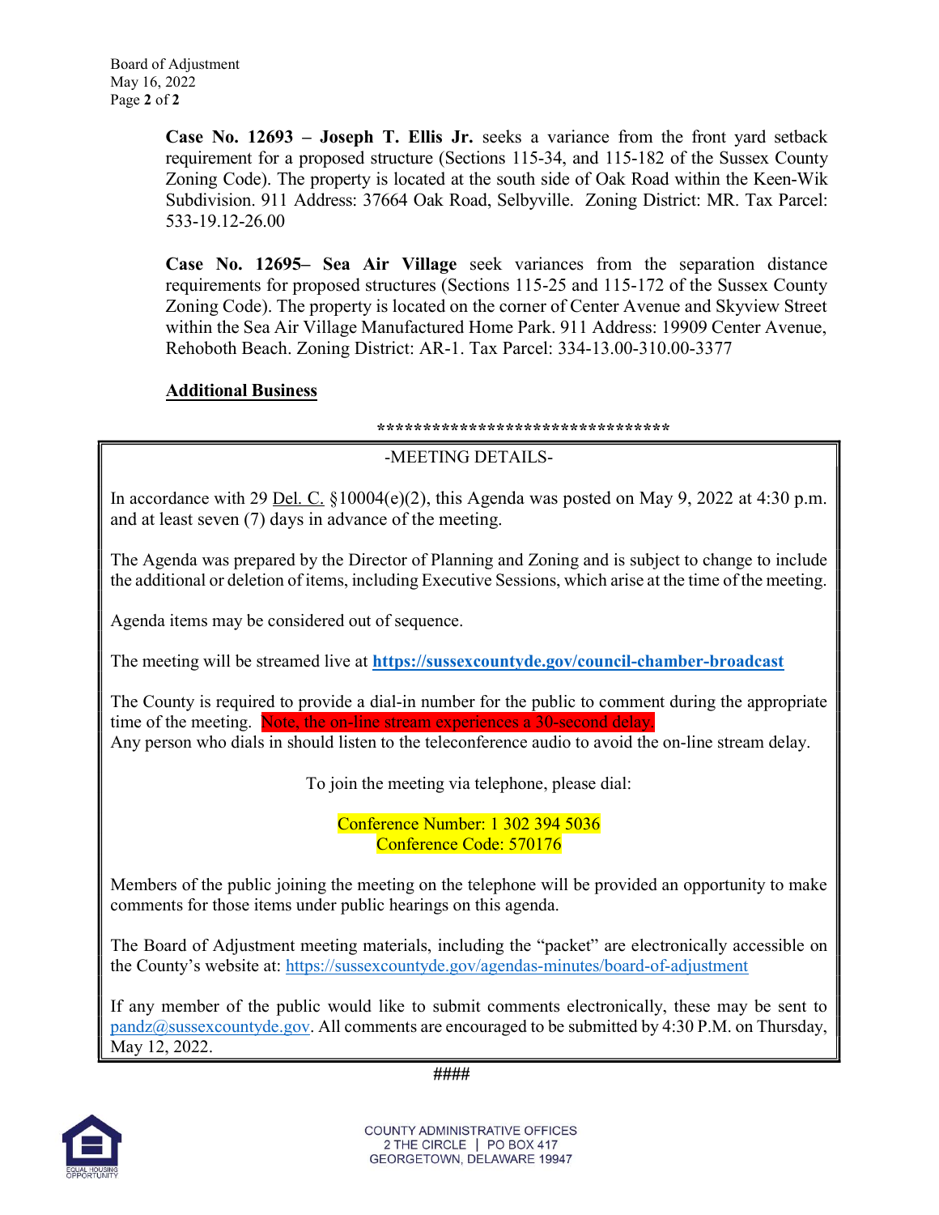**Case No. 12693 – Joseph T. Ellis Jr.** seeks a variance from the front yard setback requirement for a proposed structure (Sections 115-34, and 115-182 of the Sussex County Zoning Code). The property is located at the south side of Oak Road within the Keen-Wik Subdivision. 911 Address: 37664 Oak Road, Selbyville. Zoning District: MR. Tax Parcel: 533-19.12-26.00

**Case No. 12695– Sea Air Village** seek variances from the separation distance requirements for proposed structures (Sections 115-25 and 115-172 of the Sussex County Zoning Code). The property is located on the corner of Center Avenue and Skyview Street within the Sea Air Village Manufactured Home Park. 911 Address: 19909 Center Avenue, Rehoboth Beach. Zoning District: AR-1. Tax Parcel: 334-13.00-310.00-3377

**Additional Business**

*********************************

-MEETING DETAILS-

In accordance with 29 Del. C. §10004(e)(2), this Agenda was posted on May 9, 2022 at 4:30 p.m. and at least seven (7) days in advance of the meeting.

The Agenda was prepared by the Director of Planning and Zoning and is subject to change to include the additional or deletion of items, including Executive Sessions, which arise at the time of the meeting.

Agenda items may be considered out of sequence.

The meeting will be streamed live at **https://sussexcountyde.gov/council-chamber-broadcast**

The County is required to provide a dial-in number for the public to comment during the appropriate time of the meeting. Note, the on-line stream experiences a 30-second delay.
Any person who dials in should listen to the teleconference audio to avoid the on-line stream delay.

To join the meeting via telephone, please dial:

Conference Number: 1 302 394 5036
Conference Code: 570176

Members of the public joining the meeting on the telephone will be provided an opportunity to make comments for those items under public hearings on this agenda.

The Board of Adjustment meeting materials, including the "packet" are electronically accessible on the County's website at: https://sussexcountyde.gov/agendas-minutes/board-of-adjustment

If any member of the public would like to submit comments electronically, these may be sent to pandz@sussexcountyde.gov. All comments are encouraged to be submitted by 4:30 P.M. on Thursday, May 12, 2022.

####

COUNTY ADMINISTRATIVE OFFICES
2 THE CIRCLE | PO BOX 417
GEORGETOWN, DELAWARE 19947